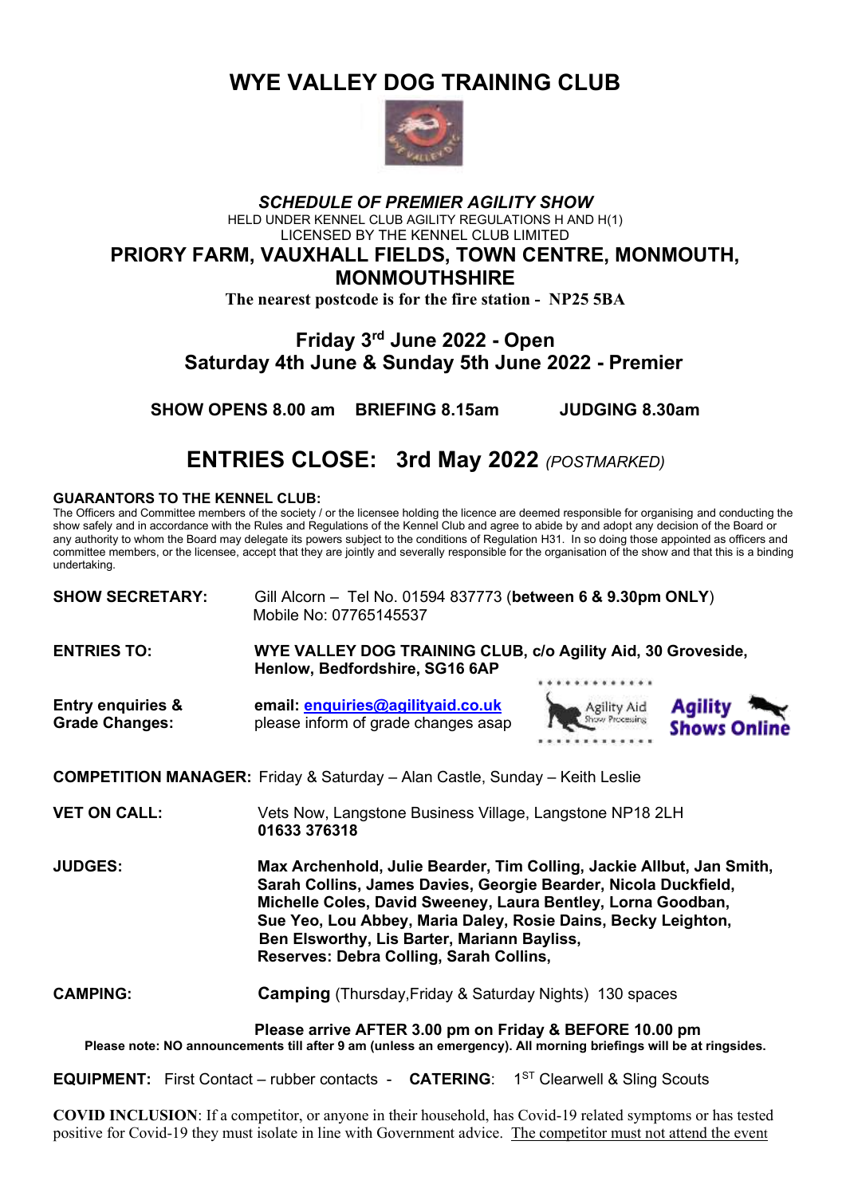# WYE VALLEY DOG TRAINING CLUB

***SCHEDULE OF PREMIER AGILITY SHOW***

HELD UNDER KENNEL CLUB AGILITY REGULATIONS H AND H(1)
LICENSED BY THE KENNEL CLUB LIMITED

## PRIORY FARM, VAUXHALL FIELDS, TOWN CENTRE, MONMOUTH, MONMOUTHSHIRE

**The nearest postcode is for the fire station - NP25 5BA**

## Friday 3rd June 2022 - Open
## Saturday 4th June & Sunday 5th June 2022 - Premier

**SHOW OPENS 8.00 am BRIEFING 8.15am JUDGING 8.30am**

## ENTRIES CLOSE: 3rd May 2022 *(POSTMARKED)*

**GUARANTORS TO THE KENNEL CLUB:**
The Officers and Committee members of the society / or the licensee holding the licence are deemed responsible for organising and conducting the show safely and in accordance with the Rules and Regulations of the Kennel Club and agree to abide by and adopt any decision of the Board or any authority to whom the Board may delegate its powers subject to the conditions of Regulation H31. In so doing those appointed as officers and committee members, or the licensee, accept that they are jointly and severally responsible for the organisation of the show and that this is a binding undertaking.

**SHOW SECRETARY:** Gill Alcorn – Tel No. 01594 837773 (**between 6 & 9.30pm ONLY**)
Mobile No: 07765145537

**ENTRIES TO:** **WYE VALLEY DOG TRAINING CLUB, c/o Agility Aid, 30 Groveside, Henlow, Bedfordshire, SG16 6AP**

**Entry enquiries & Grade Changes:** email: **enquiries@agilityaid.co.uk**
please inform of grade changes asap

**COMPETITION MANAGER:** Friday & Saturday – Alan Castle, Sunday – Keith Leslie

**VET ON CALL:** Vets Now, Langstone Business Village, Langstone NP18 2LH
**01633 376318**

**JUDGES:** **Max Archenhold, Julie Bearder, Tim Colling, Jackie Allbut, Jan Smith, Sarah Collins, James Davies, Georgie Bearder, Nicola Duckfield, Michelle Coles, David Sweeney, Laura Bentley, Lorna Goodban, Sue Yeo, Lou Abbey, Maria Daley, Rosie Dains, Becky Leighton, Ben Elsworthy, Lis Barter, Mariann Bayliss,**
**Reserves: Debra Colling, Sarah Collins,**

**CAMPING:** **Camping** (Thursday,Friday & Saturday Nights) 130 spaces

**Please arrive AFTER 3.00 pm on Friday & BEFORE 10.00 pm**

**Please note: NO announcements till after 9 am (unless an emergency). All morning briefings will be at ringsides.**

**EQUIPMENT:** First Contact – rubber contacts - **CATERING**: 1ST Clearwell & Sling Scouts

**COVID INCLUSION**: If a competitor, or anyone in their household, has Covid-19 related symptoms or has tested positive for Covid-19 they must isolate in line with Government advice. The competitor must not attend the event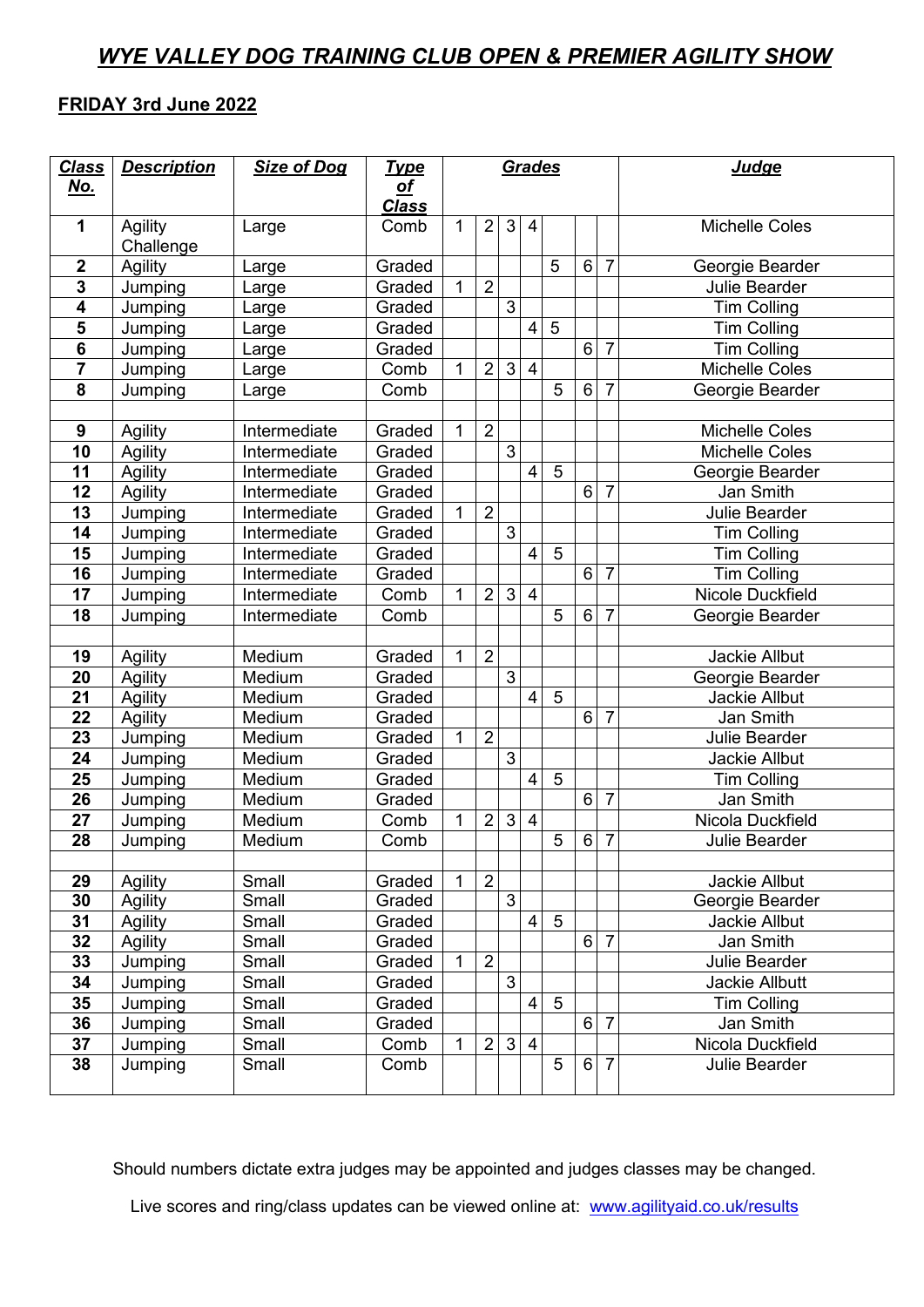# *WYE VALLEY DOG TRAINING CLUB OPEN & PREMIER AGILITY SHOW*

**FRIDAY 3rd June 2022**

| *Class No.* | *Description* | *Size of Dog* | *Type of Class* | *Grades* | | | | | | | *Judge* |
|---|---|---|---|---|---|---|---|---|---|---|---|
| **1** | Agility Challenge | Large | Comb | 1 | 2 | 3 | 4 | | | | Michelle Coles |
| **2** | Agility | Large | Graded | | | | | 5 | 6 | 7 | Georgie Bearder |
| **3** | Jumping | Large | Graded | 1 | 2 | | | | | | Julie Bearder |
| **4** | Jumping | Large | Graded | | | 3 | | | | | Tim Colling |
| **5** | Jumping | Large | Graded | | | | 4 | 5 | | | Tim Colling |
| **6** | Jumping | Large | Graded | | | | | | 6 | 7 | Tim Colling |
| **7** | Jumping | Large | Comb | 1 | 2 | 3 | 4 | | | | Michelle Coles |
| **8** | Jumping | Large | Comb | | | | | 5 | 6 | 7 | Georgie Bearder |
| | | | | | | | | | | | |
| **9** | Agility | Intermediate | Graded | 1 | 2 | | | | | | Michelle Coles |
| **10** | Agility | Intermediate | Graded | | | 3 | | | | | Michelle Coles |
| **11** | Agility | Intermediate | Graded | | | | 4 | 5 | | | Georgie Bearder |
| **12** | Agility | Intermediate | Graded | | | | | | 6 | 7 | Jan Smith |
| **13** | Jumping | Intermediate | Graded | 1 | 2 | | | | | | Julie Bearder |
| **14** | Jumping | Intermediate | Graded | | | 3 | | | | | Tim Colling |
| **15** | Jumping | Intermediate | Graded | | | | 4 | 5 | | | Tim Colling |
| **16** | Jumping | Intermediate | Graded | | | | | | 6 | 7 | Tim Colling |
| **17** | Jumping | Intermediate | Comb | 1 | 2 | 3 | 4 | | | | Nicole Duckfield |
| **18** | Jumping | Intermediate | Comb | | | | | 5 | 6 | 7 | Georgie Bearder |
| | | | | | | | | | | | |
| **19** | Agility | Medium | Graded | 1 | 2 | | | | | | Jackie Allbut |
| **20** | Agility | Medium | Graded | | | 3 | | | | | Georgie Bearder |
| **21** | Agility | Medium | Graded | | | | 4 | 5 | | | Jackie Allbut |
| **22** | Agility | Medium | Graded | | | | | | 6 | 7 | Jan Smith |
| **23** | Jumping | Medium | Graded | 1 | 2 | | | | | | Julie Bearder |
| **24** | Jumping | Medium | Graded | | | 3 | | | | | Jackie Allbut |
| **25** | Jumping | Medium | Graded | | | | 4 | 5 | | | Tim Colling |
| **26** | Jumping | Medium | Graded | | | | | | 6 | 7 | Jan Smith |
| **27** | Jumping | Medium | Comb | 1 | 2 | 3 | 4 | | | | Nicola Duckfield |
| **28** | Jumping | Medium | Comb | | | | | 5 | 6 | 7 | Julie Bearder |
| | | | | | | | | | | | |
| **29** | Agility | Small | Graded | 1 | 2 | | | | | | Jackie Allbut |
| **30** | Agility | Small | Graded | | | 3 | | | | | Georgie Bearder |
| **31** | Agility | Small | Graded | | | | 4 | 5 | | | Jackie Allbut |
| **32** | Agility | Small | Graded | | | | | | 6 | 7 | Jan Smith |
| **33** | Jumping | Small | Graded | 1 | 2 | | | | | | Julie Bearder |
| **34** | Jumping | Small | Graded | | | 3 | | | | | Jackie Allbutt |
| **35** | Jumping | Small | Graded | | | | 4 | 5 | | | Tim Colling |
| **36** | Jumping | Small | Graded | | | | | | 6 | 7 | Jan Smith |
| **37** | Jumping | Small | Comb | 1 | 2 | 3 | 4 | | | | Nicola Duckfield |
| **38** | Jumping | Small | Comb | | | | | 5 | 6 | 7 | Julie Bearder |

Should numbers dictate extra judges may be appointed and judges classes may be changed.

Live scores and ring/class updates can be viewed online at: [www.agilityaid.co.uk/results](www.agilityaid.co.uk/results)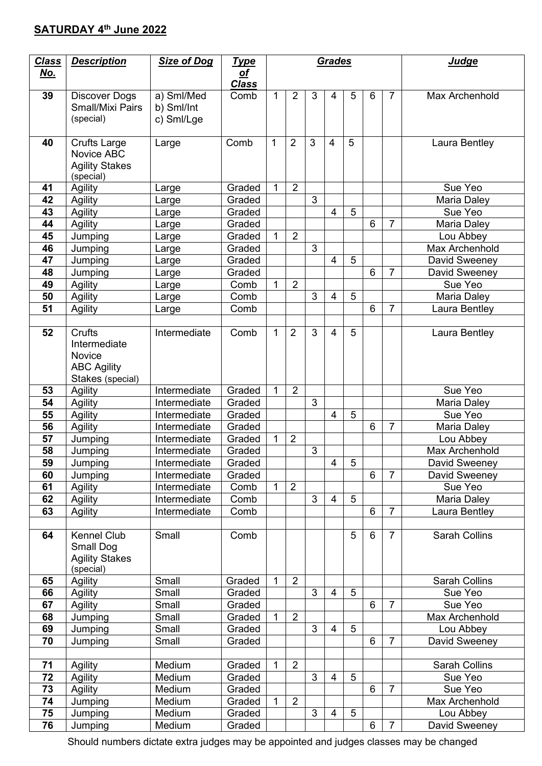**SATURDAY 4th June 2022**

| Class No. | Description | Size of Dog | Type of Class | Grades | | | | | | | Judge |
|---|---|---|---|---|---|---|---|---|---|---|---|
| 39 | Discover Dogs Small/Mixi Pairs (special) | a) Sml/Med b) Sml/Int c) Sml/Lge | Comb | 1 | 2 | 3 | 4 | 5 | 6 | 7 | Max Archenhold |
| 40 | Crufts Large Novice ABC Agility Stakes (special) | Large | Comb | 1 | 2 | 3 | 4 | 5 | | | Laura Bentley |
| 41 | Agility | Large | Graded | 1 | 2 | | | | | | Sue Yeo |
| 42 | Agility | Large | Graded | | | 3 | | | | | Maria Daley |
| 43 | Agility | Large | Graded | | | | 4 | 5 | | | Sue Yeo |
| 44 | Agility | Large | Graded | | | | | | 6 | 7 | Maria Daley |
| 45 | Jumping | Large | Graded | 1 | 2 | | | | | | Lou Abbey |
| 46 | Jumping | Large | Graded | | | 3 | | | | | Max Archenhold |
| 47 | Jumping | Large | Graded | | | | 4 | 5 | | | David Sweeney |
| 48 | Jumping | Large | Graded | | | | | | 6 | 7 | David Sweeney |
| 49 | Agility | Large | Comb | 1 | 2 | | | | | | Sue Yeo |
| 50 | Agility | Large | Comb | | | 3 | 4 | 5 | | | Maria Daley |
| 51 | Agility | Large | Comb | | | | | | 6 | 7 | Laura Bentley |
| | | | | | | | | | | | |
| 52 | Crufts Intermediate Novice ABC Agility Stakes (special) | Intermediate | Comb | 1 | 2 | 3 | 4 | 5 | | | Laura Bentley |
| 53 | Agility | Intermediate | Graded | 1 | 2 | | | | | | Sue Yeo |
| 54 | Agility | Intermediate | Graded | | | 3 | | | | | Maria Daley |
| 55 | Agility | Intermediate | Graded | | | | 4 | 5 | | | Sue Yeo |
| 56 | Agility | Intermediate | Graded | | | | | | 6 | 7 | Maria Daley |
| 57 | Jumping | Intermediate | Graded | 1 | 2 | | | | | | Lou Abbey |
| 58 | Jumping | Intermediate | Graded | | | 3 | | | | | Max Archenhold |
| 59 | Jumping | Intermediate | Graded | | | | 4 | 5 | | | David Sweeney |
| 60 | Jumping | Intermediate | Graded | | | | | | 6 | 7 | David Sweeney |
| 61 | Agility | Intermediate | Comb | 1 | 2 | | | | | | Sue Yeo |
| 62 | Agility | Intermediate | Comb | | | 3 | 4 | 5 | | | Maria Daley |
| 63 | Agility | Intermediate | Comb | | | | | | 6 | 7 | Laura Bentley |
| | | | | | | | | | | | |
| 64 | Kennel Club Small Dog Agility Stakes (special) | Small | Comb | | | | | 5 | 6 | 7 | Sarah Collins |
| 65 | Agility | Small | Graded | 1 | 2 | | | | | | Sarah Collins |
| 66 | Agility | Small | Graded | | | 3 | 4 | 5 | | | Sue Yeo |
| 67 | Agility | Small | Graded | | | | | | 6 | 7 | Sue Yeo |
| 68 | Jumping | Small | Graded | 1 | 2 | | | | | | Max Archenhold |
| 69 | Jumping | Small | Graded | | | 3 | 4 | 5 | | | Lou Abbey |
| 70 | Jumping | Small | Graded | | | | | | 6 | 7 | David Sweeney |
| | | | | | | | | | | | |
| 71 | Agility | Medium | Graded | 1 | 2 | | | | | | Sarah Collins |
| 72 | Agility | Medium | Graded | | | 3 | 4 | 5 | | | Sue Yeo |
| 73 | Agility | Medium | Graded | | | | | | 6 | 7 | Sue Yeo |
| 74 | Jumping | Medium | Graded | 1 | 2 | | | | | | Max Archenhold |
| 75 | Jumping | Medium | Graded | | | 3 | 4 | 5 | | | Lou Abbey |
| 76 | Jumping | Medium | Graded | | | | | | 6 | 7 | David Sweeney |

Should numbers dictate extra judges may be appointed and judges classes may be changed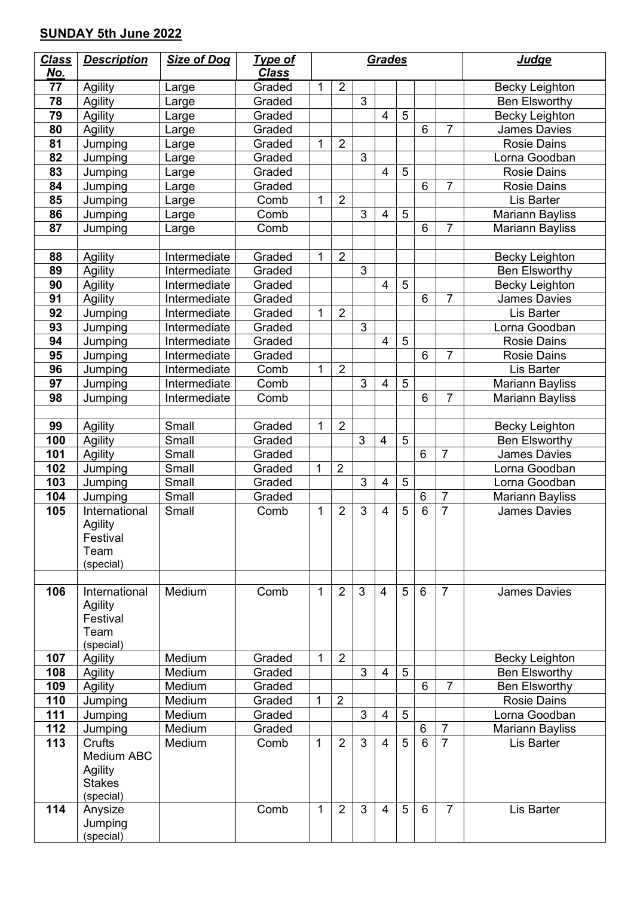**SUNDAY 5th June 2022**

| Class No. | Description | Size of Dog | Type of Class | Grades | | | | | | | Judge |
|---|---|---|---|---|---|---|---|---|---|---|---|
| 77 | Agility | Large | Graded | 1 | 2 | | | | | | Becky Leighton |
| 78 | Agility | Large | Graded | | | 3 | | | | | Ben Elsworthy |
| 79 | Agility | Large | Graded | | | | 4 | 5 | | | Becky Leighton |
| 80 | Agility | Large | Graded | | | | | | 6 | 7 | James Davies |
| 81 | Jumping | Large | Graded | 1 | 2 | | | | | | Rosie Dains |
| 82 | Jumping | Large | Graded | | | 3 | | | | | Lorna Goodban |
| 83 | Jumping | Large | Graded | | | | 4 | 5 | | | Rosie Dains |
| 84 | Jumping | Large | Graded | | | | | | 6 | 7 | Rosie Dains |
| 85 | Jumping | Large | Comb | 1 | 2 | | | | | | Lis Barter |
| 86 | Jumping | Large | Comb | | | 3 | 4 | 5 | | | Mariann Bayliss |
| 87 | Jumping | Large | Comb | | | | | | 6 | 7 | Mariann Bayliss |
| | | | | | | | | | | | |
| 88 | Agility | Intermediate | Graded | 1 | 2 | | | | | | Becky Leighton |
| 89 | Agility | Intermediate | Graded | | | 3 | | | | | Ben Elsworthy |
| 90 | Agility | Intermediate | Graded | | | | 4 | 5 | | | Becky Leighton |
| 91 | Agility | Intermediate | Graded | | | | | | 6 | 7 | James Davies |
| 92 | Jumping | Intermediate | Graded | 1 | 2 | | | | | | Lis Barter |
| 93 | Jumping | Intermediate | Graded | | | 3 | | | | | Lorna Goodban |
| 94 | Jumping | Intermediate | Graded | | | | 4 | 5 | | | Rosie Dains |
| 95 | Jumping | Intermediate | Graded | | | | | | 6 | 7 | Rosie Dains |
| 96 | Jumping | Intermediate | Comb | 1 | 2 | | | | | | Lis Barter |
| 97 | Jumping | Intermediate | Comb | | | 3 | 4 | 5 | | | Mariann Bayliss |
| 98 | Jumping | Intermediate | Comb | | | | | | 6 | 7 | Mariann Bayliss |
| | | | | | | | | | | | |
| 99 | Agility | Small | Graded | 1 | 2 | | | | | | Becky Leighton |
| 100 | Agility | Small | Graded | | | 3 | 4 | 5 | | | Ben Elsworthy |
| 101 | Agility | Small | Graded | | | | | | 6 | 7 | James Davies |
| 102 | Jumping | Small | Graded | 1 | 2 | | | | | | Lorna Goodban |
| 103 | Jumping | Small | Graded | | | 3 | 4 | 5 | | | Lorna Goodban |
| 104 | Jumping | Small | Graded | | | | | | 6 | 7 | Mariann Bayliss |
| 105 | International Agility Festival Team (special) | Small | Comb | 1 | 2 | 3 | 4 | 5 | 6 | 7 | James Davies |
| | | | | | | | | | | | |
| 106 | International Agility Festival Team (special) | Medium | Comb | 1 | 2 | 3 | 4 | 5 | 6 | 7 | James Davies |
| 107 | Agility | Medium | Graded | 1 | 2 | | | | | | Becky Leighton |
| 108 | Agility | Medium | Graded | | | 3 | 4 | 5 | | | Ben Elsworthy |
| 109 | Agility | Medium | Graded | | | | | | 6 | 7 | Ben Elsworthy |
| 110 | Jumping | Medium | Graded | 1 | 2 | | | | | | Rosie Dains |
| 111 | Jumping | Medium | Graded | | | 3 | 4 | 5 | | | Lorna Goodban |
| 112 | Jumping | Medium | Graded | | | | | | 6 | 7 | Mariann Bayliss |
| 113 | Crufts Medium ABC Agility Stakes (special) | Medium | Comb | 1 | 2 | 3 | 4 | 5 | 6 | 7 | Lis Barter |
| 114 | Anysize Jumping (special) | | Comb | 1 | 2 | 3 | 4 | 5 | 6 | 7 | Lis Barter |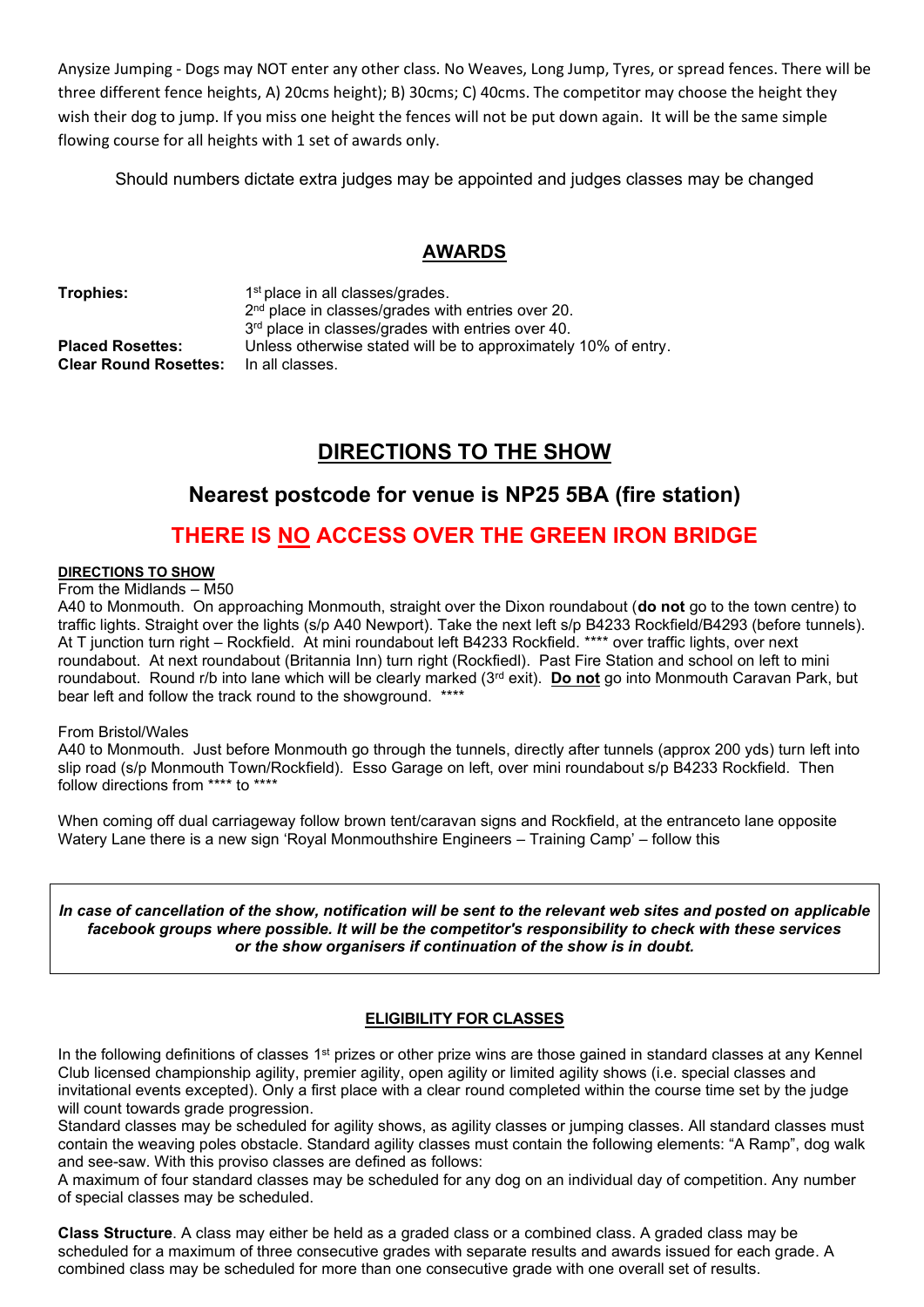Anysize Jumping - Dogs may NOT enter any other class. No Weaves, Long Jump, Tyres, or spread fences. There will be three different fence heights, A) 20cms height); B) 30cms; C) 40cms. The competitor may choose the height they wish their dog to jump. If you miss one height the fences will not be put down again. It will be the same simple flowing course for all heights with 1 set of awards only.

Should numbers dictate extra judges may be appointed and judges classes may be changed

## AWARDS

| | |
|---|---|
| **Trophies:** | 1st place in all classes/grades. |
| | 2nd place in classes/grades with entries over 20. |
| | 3rd place in classes/grades with entries over 40. |
| **Placed Rosettes:** | Unless otherwise stated will be to approximately 10% of entry. |
| **Clear Round Rosettes:** | In all classes. |

## DIRECTIONS TO THE SHOW

### Nearest postcode for venue is NP25 5BA (fire station)

### THERE IS NO ACCESS OVER THE GREEN IRON BRIDGE

**DIRECTIONS TO SHOW**

From the Midlands – M50

A40 to Monmouth. On approaching Monmouth, straight over the Dixon roundabout (**do not** go to the town centre) to traffic lights. Straight over the lights (s/p A40 Newport). Take the next left s/p B4233 Rockfield/B4293 (before tunnels). At T junction turn right – Rockfield. At mini roundabout left B4233 Rockfield. **** over traffic lights, over next roundabout. At next roundabout (Britannia Inn) turn right (Rockfiedl). Past Fire Station and school on left to mini roundabout. Round r/b into lane which will be clearly marked (3rd exit). **Do not** go into Monmouth Caravan Park, but bear left and follow the track round to the showground. ****

From Bristol/Wales

A40 to Monmouth. Just before Monmouth go through the tunnels, directly after tunnels (approx 200 yds) turn left into slip road (s/p Monmouth Town/Rockfield). Esso Garage on left, over mini roundabout s/p B4233 Rockfield. Then follow directions from **** to ****

When coming off dual carriageway follow brown tent/caravan signs and Rockfield, at the entranceto lane opposite Watery Lane there is a new sign 'Royal Monmouthshire Engineers – Training Camp' – follow this

***In case of cancellation of the show, notification will be sent to the relevant web sites and posted on applicable facebook groups where possible. It will be the competitor's responsibility to check with these services or the show organisers if continuation of the show is in doubt.***

**ELIGIBILITY FOR CLASSES**

In the following definitions of classes 1st prizes or other prize wins are those gained in standard classes at any Kennel Club licensed championship agility, premier agility, open agility or limited agility shows (i.e. special classes and invitational events excepted). Only a first place with a clear round completed within the course time set by the judge will count towards grade progression.

Standard classes may be scheduled for agility shows, as agility classes or jumping classes. All standard classes must contain the weaving poles obstacle. Standard agility classes must contain the following elements: "A Ramp", dog walk and see-saw. With this proviso classes are defined as follows:

A maximum of four standard classes may be scheduled for any dog on an individual day of competition. Any number of special classes may be scheduled.

**Class Structure**. A class may either be held as a graded class or a combined class. A graded class may be scheduled for a maximum of three consecutive grades with separate results and awards issued for each grade. A combined class may be scheduled for more than one consecutive grade with one overall set of results.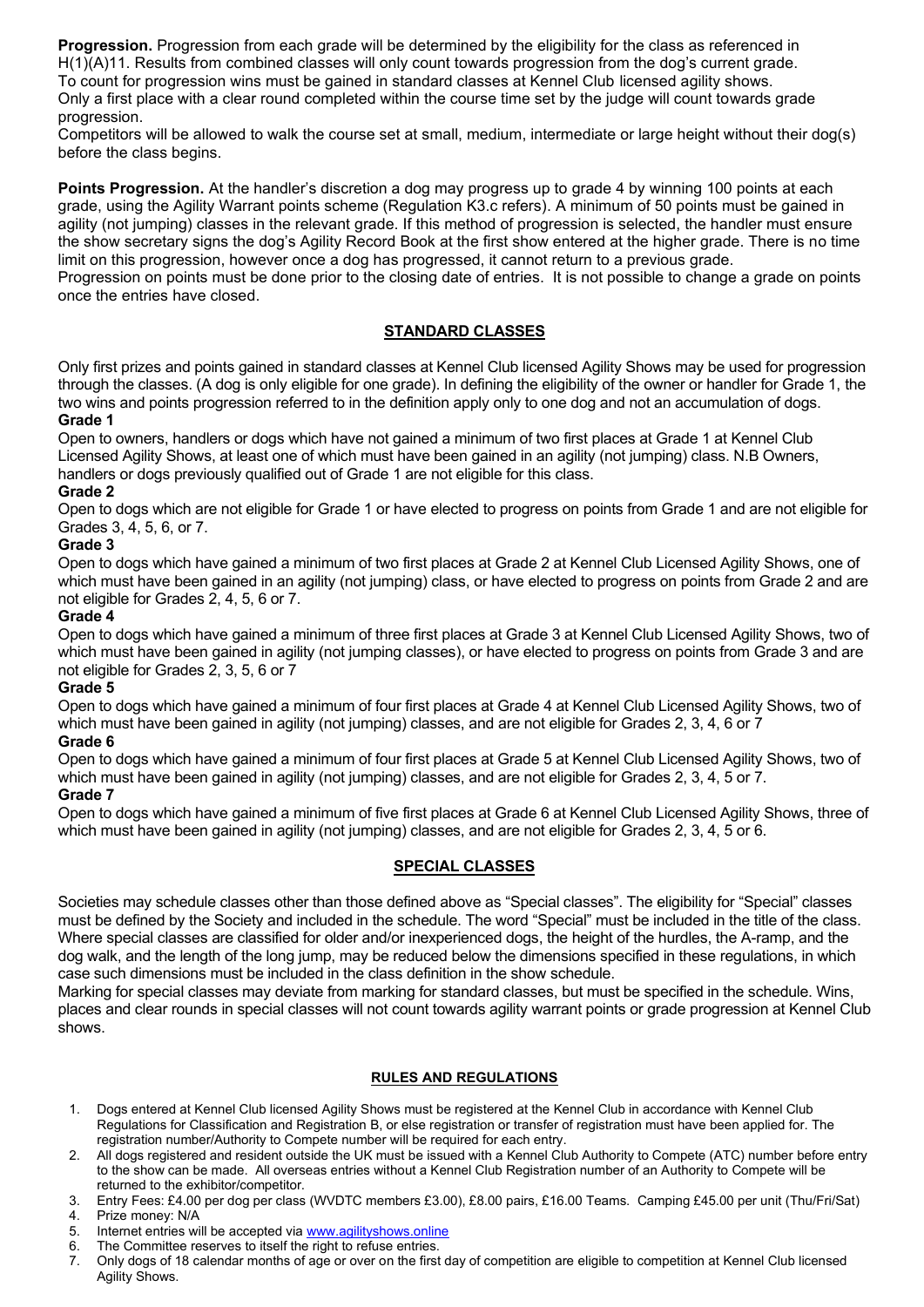**Progression.** Progression from each grade will be determined by the eligibility for the class as referenced in H(1)(A)11. Results from combined classes will only count towards progression from the dog's current grade. To count for progression wins must be gained in standard classes at Kennel Club licensed agility shows. Only a first place with a clear round completed within the course time set by the judge will count towards grade progression.
Competitors will be allowed to walk the course set at small, medium, intermediate or large height without their dog(s) before the class begins.

**Points Progression.** At the handler's discretion a dog may progress up to grade 4 by winning 100 points at each grade, using the Agility Warrant points scheme (Regulation K3.c refers). A minimum of 50 points must be gained in agility (not jumping) classes in the relevant grade. If this method of progression is selected, the handler must ensure the show secretary signs the dog's Agility Record Book at the first show entered at the higher grade. There is no time limit on this progression, however once a dog has progressed, it cannot return to a previous grade.
Progression on points must be done prior to the closing date of entries. It is not possible to change a grade on points once the entries have closed.

## STANDARD CLASSES

Only first prizes and points gained in standard classes at Kennel Club licensed Agility Shows may be used for progression through the classes. (A dog is only eligible for one grade). In defining the eligibility of the owner or handler for Grade 1, the two wins and points progression referred to in the definition apply only to one dog and not an accumulation of dogs.

**Grade 1**
Open to owners, handlers or dogs which have not gained a minimum of two first places at Grade 1 at Kennel Club Licensed Agility Shows, at least one of which must have been gained in an agility (not jumping) class. N.B Owners, handlers or dogs previously qualified out of Grade 1 are not eligible for this class.

**Grade 2**
Open to dogs which are not eligible for Grade 1 or have elected to progress on points from Grade 1 and are not eligible for Grades 3, 4, 5, 6, or 7.

**Grade 3**
Open to dogs which have gained a minimum of two first places at Grade 2 at Kennel Club Licensed Agility Shows, one of which must have been gained in an agility (not jumping) class, or have elected to progress on points from Grade 2 and are not eligible for Grades 2, 4, 5, 6 or 7.

**Grade 4**
Open to dogs which have gained a minimum of three first places at Grade 3 at Kennel Club Licensed Agility Shows, two of which must have been gained in agility (not jumping classes), or have elected to progress on points from Grade 3 and are not eligible for Grades 2, 3, 5, 6 or 7

**Grade 5**
Open to dogs which have gained a minimum of four first places at Grade 4 at Kennel Club Licensed Agility Shows, two of which must have been gained in agility (not jumping) classes, and are not eligible for Grades 2, 3, 4, 6 or 7

**Grade 6**
Open to dogs which have gained a minimum of four first places at Grade 5 at Kennel Club Licensed Agility Shows, two of which must have been gained in agility (not jumping) classes, and are not eligible for Grades 2, 3, 4, 5 or 7.

**Grade 7**
Open to dogs which have gained a minimum of five first places at Grade 6 at Kennel Club Licensed Agility Shows, three of which must have been gained in agility (not jumping) classes, and are not eligible for Grades 2, 3, 4, 5 or 6.

## SPECIAL CLASSES

Societies may schedule classes other than those defined above as "Special classes". The eligibility for "Special" classes must be defined by the Society and included in the schedule. The word "Special" must be included in the title of the class. Where special classes are classified for older and/or inexperienced dogs, the height of the hurdles, the A-ramp, and the dog walk, and the length of the long jump, may be reduced below the dimensions specified in these regulations, in which case such dimensions must be included in the class definition in the show schedule.
Marking for special classes may deviate from marking for standard classes, but must be specified in the schedule. Wins, places and clear rounds in special classes will not count towards agility warrant points or grade progression at Kennel Club shows.

## RULES AND REGULATIONS

1. Dogs entered at Kennel Club licensed Agility Shows must be registered at the Kennel Club in accordance with Kennel Club Regulations for Classification and Registration B, or else registration or transfer of registration must have been applied for. The registration number/Authority to Compete number will be required for each entry.
2. All dogs registered and resident outside the UK must be issued with a Kennel Club Authority to Compete (ATC) number before entry to the show can be made. All overseas entries without a Kennel Club Registration number of an Authority to Compete will be returned to the exhibitor/competitor.
3. Entry Fees: £4.00 per dog per class (WVDTC members £3.00), £8.00 pairs, £16.00 Teams. Camping £45.00 per unit (Thu/Fri/Sat)
4. Prize money: N/A
5. Internet entries will be accepted via www.agilityshows.online
6. The Committee reserves to itself the right to refuse entries.
7. Only dogs of 18 calendar months of age or over on the first day of competition are eligible to competition at Kennel Club licensed Agility Shows.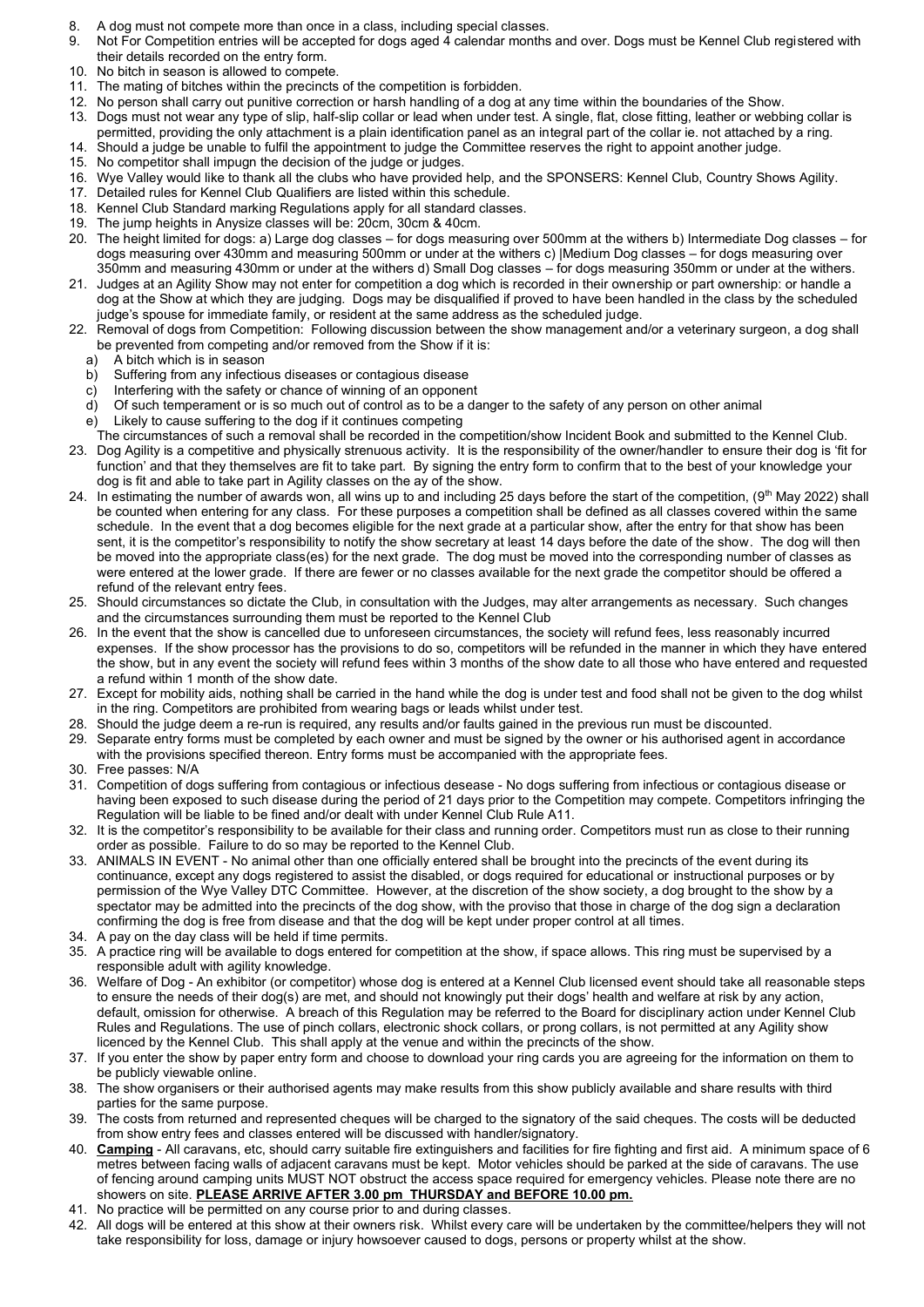8. A dog must not compete more than once in a class, including special classes.
9. Not For Competition entries will be accepted for dogs aged 4 calendar months and over. Dogs must be Kennel Club registered with their details recorded on the entry form.
10. No bitch in season is allowed to compete.
11. The mating of bitches within the precincts of the competition is forbidden.
12. No person shall carry out punitive correction or harsh handling of a dog at any time within the boundaries of the Show.
13. Dogs must not wear any type of slip, half-slip collar or lead when under test. A single, flat, close fitting, leather or webbing collar is permitted, providing the only attachment is a plain identification panel as an integral part of the collar ie. not attached by a ring.
14. Should a judge be unable to fulfil the appointment to judge the Committee reserves the right to appoint another judge.
15. No competitor shall impugn the decision of the judge or judges.
16. Wye Valley would like to thank all the clubs who have provided help, and the SPONSERS: Kennel Club, Country Shows Agility.
17. Detailed rules for Kennel Club Qualifiers are listed within this schedule.
18. Kennel Club Standard marking Regulations apply for all standard classes.
19. The jump heights in Anysize classes will be: 20cm, 30cm & 40cm.
20. The height limited for dogs: a) Large dog classes – for dogs measuring over 500mm at the withers b) Intermediate Dog classes – for dogs measuring over 430mm and measuring 500mm or under at the withers c) |Medium Dog classes – for dogs measuring over 350mm and measuring 430mm or under at the withers d) Small Dog classes – for dogs measuring 350mm or under at the withers.
21. Judges at an Agility Show may not enter for competition a dog which is recorded in their ownership or part ownership: or handle a dog at the Show at which they are judging. Dogs may be disqualified if proved to have been handled in the class by the scheduled judge's spouse for immediate family, or resident at the same address as the scheduled judge.
22. Removal of dogs from Competition: Following discussion between the show management and/or a veterinary surgeon, a dog shall be prevented from competing and/or removed from the Show if it is:
    a) A bitch which is in season
    b) Suffering from any infectious diseases or contagious disease
    c) Interfering with the safety or chance of winning of an opponent
    d) Of such temperament or is so much out of control as to be a danger to the safety of any person on other animal
    e) Likely to cause suffering to the dog if it continues competing

    The circumstances of such a removal shall be recorded in the competition/show Incident Book and submitted to the Kennel Club.
23. Dog Agility is a competitive and physically strenuous activity. It is the responsibility of the owner/handler to ensure their dog is 'fit for function' and that they themselves are fit to take part. By signing the entry form to confirm that to the best of your knowledge your dog is fit and able to take part in Agility classes on the ay of the show.
24. In estimating the number of awards won, all wins up to and including 25 days before the start of the competition, (9th May 2022) shall be counted when entering for any class. For these purposes a competition shall be defined as all classes covered within the same schedule. In the event that a dog becomes eligible for the next grade at a particular show, after the entry for that show has been sent, it is the competitor's responsibility to notify the show secretary at least 14 days before the date of the show. The dog will then be moved into the appropriate class(es) for the next grade. The dog must be moved into the corresponding number of classes as were entered at the lower grade. If there are fewer or no classes available for the next grade the competitor should be offered a refund of the relevant entry fees.
25. Should circumstances so dictate the Club, in consultation with the Judges, may alter arrangements as necessary. Such changes and the circumstances surrounding them must be reported to the Kennel Club
26. In the event that the show is cancelled due to unforeseen circumstances, the society will refund fees, less reasonably incurred expenses. If the show processor has the provisions to do so, competitors will be refunded in the manner in which they have entered the show, but in any event the society will refund fees within 3 months of the show date to all those who have entered and requested a refund within 1 month of the show date.
27. Except for mobility aids, nothing shall be carried in the hand while the dog is under test and food shall not be given to the dog whilst in the ring. Competitors are prohibited from wearing bags or leads whilst under test.
28. Should the judge deem a re-run is required, any results and/or faults gained in the previous run must be discounted.
29. Separate entry forms must be completed by each owner and must be signed by the owner or his authorised agent in accordance with the provisions specified thereon. Entry forms must be accompanied with the appropriate fees.
30. Free passes: N/A
31. Competition of dogs suffering from contagious or infectious desease - No dogs suffering from infectious or contagious disease or having been exposed to such disease during the period of 21 days prior to the Competition may compete. Competitors infringing the Regulation will be liable to be fined and/or dealt with under Kennel Club Rule A11.
32. It is the competitor's responsibility to be available for their class and running order. Competitors must run as close to their running order as possible. Failure to do so may be reported to the Kennel Club.
33. ANIMALS IN EVENT - No animal other than one officially entered shall be brought into the precincts of the event during its continuance, except any dogs registered to assist the disabled, or dogs required for educational or instructional purposes or by permission of the Wye Valley DTC Committee. However, at the discretion of the show society, a dog brought to the show by a spectator may be admitted into the precincts of the dog show, with the proviso that those in charge of the dog sign a declaration confirming the dog is free from disease and that the dog will be kept under proper control at all times.
34. A pay on the day class will be held if time permits.
35. A practice ring will be available to dogs entered for competition at the show, if space allows. This ring must be supervised by a responsible adult with agility knowledge.
36. Welfare of Dog - An exhibitor (or competitor) whose dog is entered at a Kennel Club licensed event should take all reasonable steps to ensure the needs of their dog(s) are met, and should not knowingly put their dogs' health and welfare at risk by any action, default, omission for otherwise. A breach of this Regulation may be referred to the Board for disciplinary action under Kennel Club Rules and Regulations. The use of pinch collars, electronic shock collars, or prong collars, is not permitted at any Agility show licenced by the Kennel Club. This shall apply at the venue and within the precincts of the show.
37. If you enter the show by paper entry form and choose to download your ring cards you are agreeing for the information on them to be publicly viewable online.
38. The show organisers or their authorised agents may make results from this show publicly available and share results with third parties for the same purpose.
39. The costs from returned and represented cheques will be charged to the signatory of the said cheques. The costs will be deducted from show entry fees and classes entered will be discussed with handler/signatory.
40. **Camping** - All caravans, etc, should carry suitable fire extinguishers and facilities for fire fighting and first aid. A minimum space of 6 metres between facing walls of adjacent caravans must be kept. Motor vehicles should be parked at the side of caravans. The use of fencing around camping units MUST NOT obstruct the access space required for emergency vehicles. Please note there are no showers on site. **PLEASE ARRIVE AFTER 3.00 pm THURSDAY and BEFORE 10.00 pm.**
41. No practice will be permitted on any course prior to and during classes.
42. All dogs will be entered at this show at their owners risk. Whilst every care will be undertaken by the committee/helpers they will not take responsibility for loss, damage or injury howsoever caused to dogs, persons or property whilst at the show.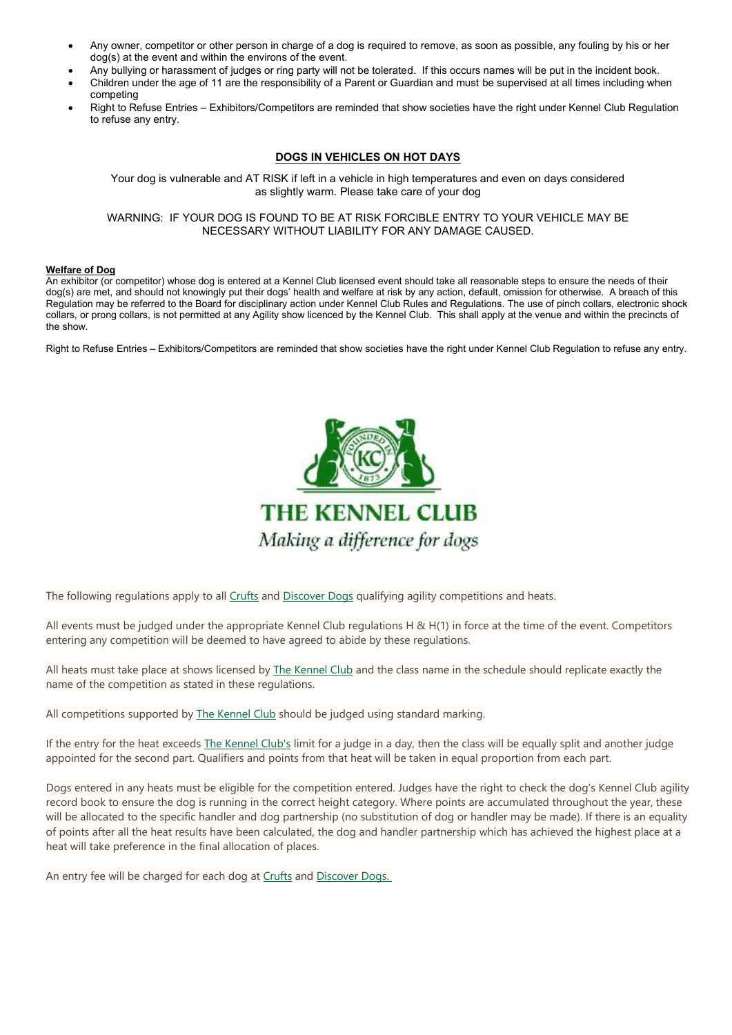- Any owner, competitor or other person in charge of a dog is required to remove, as soon as possible, any fouling by his or her dog(s) at the event and within the environs of the event.
- Any bullying or harassment of judges or ring party will not be tolerated. If this occurs names will be put in the incident book.
- Children under the age of 11 are the responsibility of a Parent or Guardian and must be supervised at all times including when competing
- Right to Refuse Entries – Exhibitors/Competitors are reminded that show societies have the right under Kennel Club Regulation to refuse any entry.

## DOGS IN VEHICLES ON HOT DAYS

Your dog is vulnerable and AT RISK if left in a vehicle in high temperatures and even on days considered as slightly warm. Please take care of your dog

WARNING: IF YOUR DOG IS FOUND TO BE AT RISK FORCIBLE ENTRY TO YOUR VEHICLE MAY BE NECESSARY WITHOUT LIABILITY FOR ANY DAMAGE CAUSED.

**Welfare of Dog**

An exhibitor (or competitor) whose dog is entered at a Kennel Club licensed event should take all reasonable steps to ensure the needs of their dog(s) are met, and should not knowingly put their dogs' health and welfare at risk by any action, default, omission for otherwise. A breach of this Regulation may be referred to the Board for disciplinary action under Kennel Club Rules and Regulations. The use of pinch collars, electronic shock collars, or prong collars, is not permitted at any Agility show licenced by the Kennel Club. This shall apply at the venue and within the precincts of the show.

Right to Refuse Entries – Exhibitors/Competitors are reminded that show societies have the right under Kennel Club Regulation to refuse any entry.

THE KENNEL CLUB

*Making a difference for dogs*

The following regulations apply to all Crufts and Discover Dogs qualifying agility competitions and heats.

All events must be judged under the appropriate Kennel Club regulations H & H(1) in force at the time of the event. Competitors entering any competition will be deemed to have agreed to abide by these regulations.

All heats must take place at shows licensed by The Kennel Club and the class name in the schedule should replicate exactly the name of the competition as stated in these regulations.

All competitions supported by The Kennel Club should be judged using standard marking.

If the entry for the heat exceeds The Kennel Club's limit for a judge in a day, then the class will be equally split and another judge appointed for the second part. Qualifiers and points from that heat will be taken in equal proportion from each part.

Dogs entered in any heats must be eligible for the competition entered. Judges have the right to check the dog's Kennel Club agility record book to ensure the dog is running in the correct height category. Where points are accumulated throughout the year, these will be allocated to the specific handler and dog partnership (no substitution of dog or handler may be made). If there is an equality of points after all the heat results have been calculated, the dog and handler partnership which has achieved the highest place at a heat will take preference in the final allocation of places.

An entry fee will be charged for each dog at Crufts and Discover Dogs.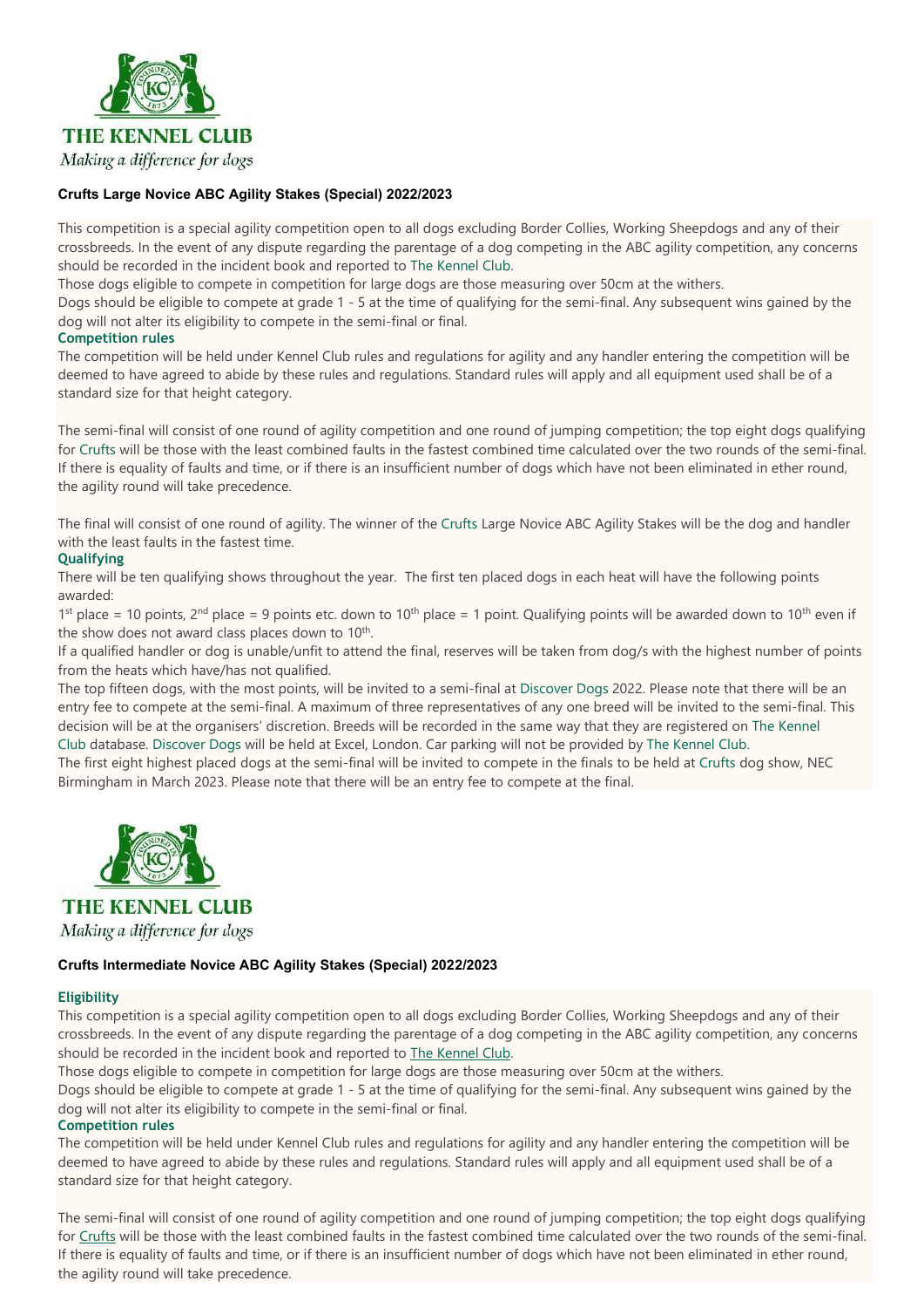THE KENNEL CLUB

*Making a difference for dogs*

### Crufts Large Novice ABC Agility Stakes (Special) 2022/2023

This competition is a special agility competition open to all dogs excluding Border Collies, Working Sheepdogs and any of their crossbreeds. In the event of any dispute regarding the parentage of a dog competing in the ABC agility competition, any concerns should be recorded in the incident book and reported to The Kennel Club.

Those dogs eligible to compete in competition for large dogs are those measuring over 50cm at the withers.

Dogs should be eligible to compete at grade 1 - 5 at the time of qualifying for the semi-final. Any subsequent wins gained by the dog will not alter its eligibility to compete in the semi-final or final.

**Competition rules**

The competition will be held under Kennel Club rules and regulations for agility and any handler entering the competition will be deemed to have agreed to abide by these rules and regulations. Standard rules will apply and all equipment used shall be of a standard size for that height category.

The semi-final will consist of one round of agility competition and one round of jumping competition; the top eight dogs qualifying for Crufts will be those with the least combined faults in the fastest combined time calculated over the two rounds of the semi-final. If there is equality of faults and time, or if there is an insufficient number of dogs which have not been eliminated in ether round, the agility round will take precedence.

The final will consist of one round of agility. The winner of the Crufts Large Novice ABC Agility Stakes will be the dog and handler with the least faults in the fastest time.

**Qualifying**

There will be ten qualifying shows throughout the year. The first ten placed dogs in each heat will have the following points awarded:

1st place = 10 points, 2nd place = 9 points etc. down to 10th place = 1 point. Qualifying points will be awarded down to 10th even if the show does not award class places down to 10th.

If a qualified handler or dog is unable/unfit to attend the final, reserves will be taken from dog/s with the highest number of points from the heats which have/has not qualified.

The top fifteen dogs, with the most points, will be invited to a semi-final at Discover Dogs 2022. Please note that there will be an entry fee to compete at the semi-final. A maximum of three representatives of any one breed will be invited to the semi-final. This decision will be at the organisers' discretion. Breeds will be recorded in the same way that they are registered on The Kennel Club database. Discover Dogs will be held at Excel, London. Car parking will not be provided by The Kennel Club.

The first eight highest placed dogs at the semi-final will be invited to compete in the finals to be held at Crufts dog show, NEC Birmingham in March 2023. Please note that there will be an entry fee to compete at the final.

THE KENNEL CLUB

*Making a difference for dogs*

### Crufts Intermediate Novice ABC Agility Stakes (Special) 2022/2023

**Eligibility**

This competition is a special agility competition open to all dogs excluding Border Collies, Working Sheepdogs and any of their crossbreeds. In the event of any dispute regarding the parentage of a dog competing in the ABC agility competition, any concerns should be recorded in the incident book and reported to The Kennel Club.

Those dogs eligible to compete in competition for large dogs are those measuring over 50cm at the withers.

Dogs should be eligible to compete at grade 1 - 5 at the time of qualifying for the semi-final. Any subsequent wins gained by the dog will not alter its eligibility to compete in the semi-final or final.

**Competition rules**

The competition will be held under Kennel Club rules and regulations for agility and any handler entering the competition will be deemed to have agreed to abide by these rules and regulations. Standard rules will apply and all equipment used shall be of a standard size for that height category.

The semi-final will consist of one round of agility competition and one round of jumping competition; the top eight dogs qualifying for Crufts will be those with the least combined faults in the fastest combined time calculated over the two rounds of the semi-final. If there is equality of faults and time, or if there is an insufficient number of dogs which have not been eliminated in ether round, the agility round will take precedence.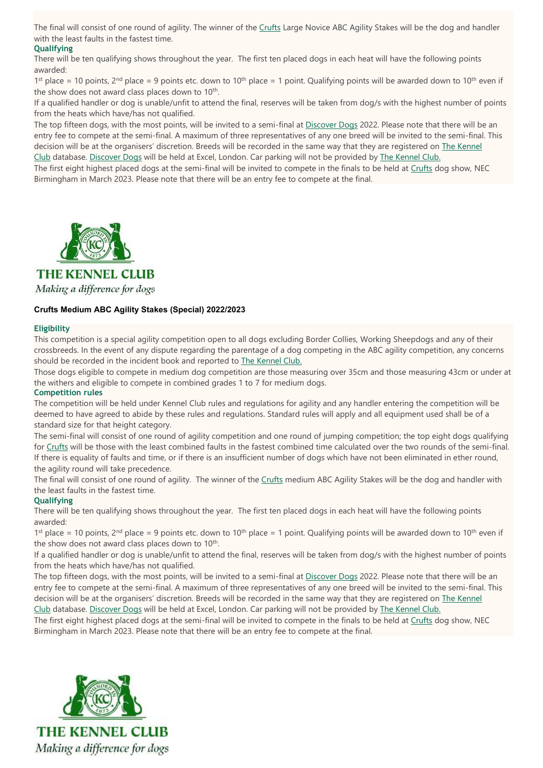The final will consist of one round of agility. The winner of the Crufts Large Novice ABC Agility Stakes will be the dog and handler with the least faults in the fastest time.

**Qualifying**

There will be ten qualifying shows throughout the year. The first ten placed dogs in each heat will have the following points awarded:

1st place = 10 points, 2nd place = 9 points etc. down to 10th place = 1 point. Qualifying points will be awarded down to 10th even if the show does not award class places down to 10th.

If a qualified handler or dog is unable/unfit to attend the final, reserves will be taken from dog/s with the highest number of points from the heats which have/has not qualified.

The top fifteen dogs, with the most points, will be invited to a semi-final at Discover Dogs 2022. Please note that there will be an entry fee to compete at the semi-final. A maximum of three representatives of any one breed will be invited to the semi-final. This decision will be at the organisers' discretion. Breeds will be recorded in the same way that they are registered on The Kennel Club database. Discover Dogs will be held at Excel, London. Car parking will not be provided by The Kennel Club.

The first eight highest placed dogs at the semi-final will be invited to compete in the finals to be held at Crufts dog show, NEC Birmingham in March 2023. Please note that there will be an entry fee to compete at the final.

THE KENNEL CLUB

*Making a difference for dogs*

### Crufts Medium ABC Agility Stakes (Special) 2022/2023

**Eligibility**

This competition is a special agility competition open to all dogs excluding Border Collies, Working Sheepdogs and any of their crossbreeds. In the event of any dispute regarding the parentage of a dog competing in the ABC agility competition, any concerns should be recorded in the incident book and reported to The Kennel Club.

Those dogs eligible to compete in medium dog competition are those measuring over 35cm and those measuring 43cm or under at the withers and eligible to compete in combined grades 1 to 7 for medium dogs.

**Competition rules**

The competition will be held under Kennel Club rules and regulations for agility and any handler entering the competition will be deemed to have agreed to abide by these rules and regulations. Standard rules will apply and all equipment used shall be of a standard size for that height category.

The semi-final will consist of one round of agility competition and one round of jumping competition; the top eight dogs qualifying for Crufts will be those with the least combined faults in the fastest combined time calculated over the two rounds of the semi-final. If there is equality of faults and time, or if there is an insufficient number of dogs which have not been eliminated in ether round, the agility round will take precedence.

The final will consist of one round of agility. The winner of the Crufts medium ABC Agility Stakes will be the dog and handler with the least faults in the fastest time.

**Qualifying**

There will be ten qualifying shows throughout the year. The first ten placed dogs in each heat will have the following points awarded:

1st place = 10 points, 2nd place = 9 points etc. down to 10th place = 1 point. Qualifying points will be awarded down to 10th even if the show does not award class places down to 10th.

If a qualified handler or dog is unable/unfit to attend the final, reserves will be taken from dog/s with the highest number of points from the heats which have/has not qualified.

The top fifteen dogs, with the most points, will be invited to a semi-final at Discover Dogs 2022. Please note that there will be an entry fee to compete at the semi-final. A maximum of three representatives of any one breed will be invited to the semi-final. This decision will be at the organisers' discretion. Breeds will be recorded in the same way that they are registered on The Kennel Club database. Discover Dogs will be held at Excel, London. Car parking will not be provided by The Kennel Club.

The first eight highest placed dogs at the semi-final will be invited to compete in the finals to be held at Crufts dog show, NEC Birmingham in March 2023. Please note that there will be an entry fee to compete at the final.

THE KENNEL CLUB

*Making a difference for dogs*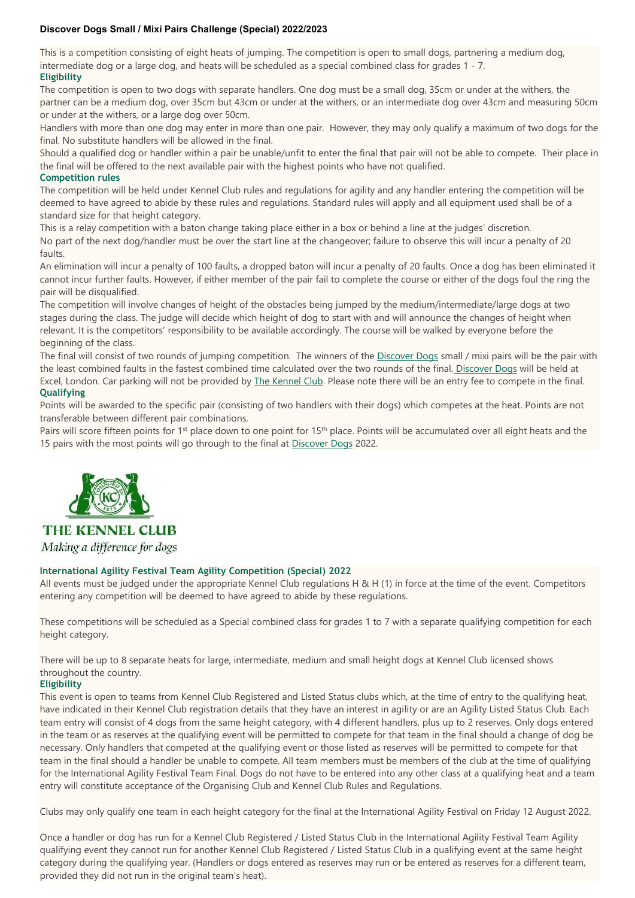## Discover Dogs Small / Mixi Pairs Challenge (Special) 2022/2023

This is a competition consisting of eight heats of jumping. The competition is open to small dogs, partnering a medium dog, intermediate dog or a large dog, and heats will be scheduled as a special combined class for grades 1 - 7.

### Eligibility

The competition is open to two dogs with separate handlers. One dog must be a small dog, 35cm or under at the withers, the partner can be a medium dog, over 35cm but 43cm or under at the withers, or an intermediate dog over 43cm and measuring 50cm or under at the withers, or a large dog over 50cm.

Handlers with more than one dog may enter in more than one pair. However, they may only qualify a maximum of two dogs for the final. No substitute handlers will be allowed in the final.

Should a qualified dog or handler within a pair be unable/unfit to enter the final that pair will not be able to compete. Their place in the final will be offered to the next available pair with the highest points who have not qualified.

### Competition rules

The competition will be held under Kennel Club rules and regulations for agility and any handler entering the competition will be deemed to have agreed to abide by these rules and regulations. Standard rules will apply and all equipment used shall be of a standard size for that height category.

This is a relay competition with a baton change taking place either in a box or behind a line at the judges' discretion.

No part of the next dog/handler must be over the start line at the changeover; failure to observe this will incur a penalty of 20 faults.

An elimination will incur a penalty of 100 faults, a dropped baton will incur a penalty of 20 faults. Once a dog has been eliminated it cannot incur further faults. However, if either member of the pair fail to complete the course or either of the dogs foul the ring the pair will be disqualified.

The competition will involve changes of height of the obstacles being jumped by the medium/intermediate/large dogs at two stages during the class. The judge will decide which height of dog to start with and will announce the changes of height when relevant. It is the competitors' responsibility to be available accordingly. The course will be walked by everyone before the beginning of the class.

The final will consist of two rounds of jumping competition. The winners of the Discover Dogs small / mixi pairs will be the pair with the least combined faults in the fastest combined time calculated over the two rounds of the final. Discover Dogs will be held at Excel, London. Car parking will not be provided by The Kennel Club. Please note there will be an entry fee to compete in the final.

### Qualifying

Points will be awarded to the specific pair (consisting of two handlers with their dogs) which competes at the heat. Points are not transferable between different pair combinations.

Pairs will score fifteen points for 1st place down to one point for 15th place. Points will be accumulated over all eight heats and the 15 pairs with the most points will go through to the final at Discover Dogs 2022.

THE KENNEL CLUB

*Making a difference for dogs*

## International Agility Festival Team Agility Competition (Special) 2022

All events must be judged under the appropriate Kennel Club regulations H & H (1) in force at the time of the event. Competitors entering any competition will be deemed to have agreed to abide by these regulations.

These competitions will be scheduled as a Special combined class for grades 1 to 7 with a separate qualifying competition for each height category.

There will be up to 8 separate heats for large, intermediate, medium and small height dogs at Kennel Club licensed shows throughout the country.

### Eligibility

This event is open to teams from Kennel Club Registered and Listed Status clubs which, at the time of entry to the qualifying heat, have indicated in their Kennel Club registration details that they have an interest in agility or are an Agility Listed Status Club. Each team entry will consist of 4 dogs from the same height category, with 4 different handlers, plus up to 2 reserves. Only dogs entered in the team or as reserves at the qualifying event will be permitted to compete for that team in the final should a change of dog be necessary. Only handlers that competed at the qualifying event or those listed as reserves will be permitted to compete for that team in the final should a handler be unable to compete. All team members must be members of the club at the time of qualifying for the International Agility Festival Team Final. Dogs do not have to be entered into any other class at a qualifying heat and a team entry will constitute acceptance of the Organising Club and Kennel Club Rules and Regulations.

Clubs may only qualify one team in each height category for the final at the International Agility Festival on Friday 12 August 2022.

Once a handler or dog has run for a Kennel Club Registered / Listed Status Club in the International Agility Festival Team Agility qualifying event they cannot run for another Kennel Club Registered / Listed Status Club in a qualifying event at the same height category during the qualifying year. (Handlers or dogs entered as reserves may run or be entered as reserves for a different team, provided they did not run in the original team's heat).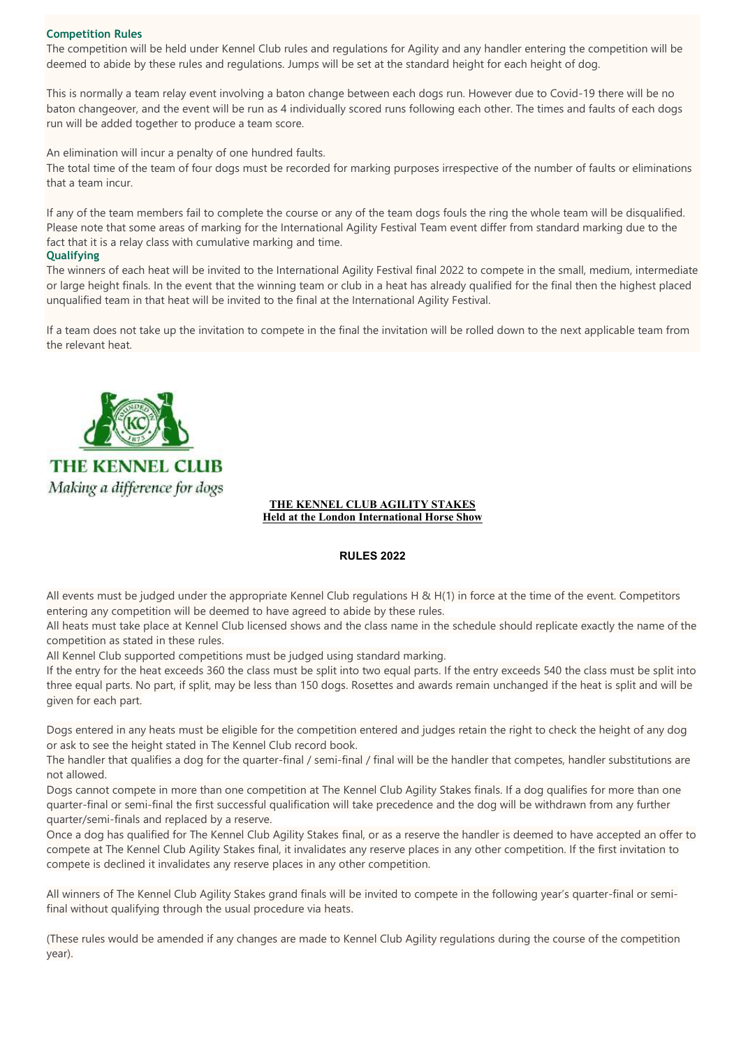### Competition Rules

The competition will be held under Kennel Club rules and regulations for Agility and any handler entering the competition will be deemed to abide by these rules and regulations. Jumps will be set at the standard height for each height of dog.

This is normally a team relay event involving a baton change between each dogs run. However due to Covid-19 there will be no baton changeover, and the event will be run as 4 individually scored runs following each other. The times and faults of each dogs run will be added together to produce a team score.

An elimination will incur a penalty of one hundred faults.
The total time of the team of four dogs must be recorded for marking purposes irrespective of the number of faults or eliminations that a team incur.

If any of the team members fail to complete the course or any of the team dogs fouls the ring the whole team will be disqualified. Please note that some areas of marking for the International Agility Festival Team event differ from standard marking due to the fact that it is a relay class with cumulative marking and time.

### Qualifying

The winners of each heat will be invited to the International Agility Festival final 2022 to compete in the small, medium, intermediate or large height finals. In the event that the winning team or club in a heat has already qualified for the final then the highest placed unqualified team in that heat will be invited to the final at the International Agility Festival.

If a team does not take up the invitation to compete in the final the invitation will be rolled down to the next applicable team from the relevant heat.

THE KENNEL CLUB
*Making a difference for dogs*

**THE KENNEL CLUB AGILITY STAKES**
**Held at the London International Horse Show**

## RULES 2022

All events must be judged under the appropriate Kennel Club regulations H & H(1) in force at the time of the event. Competitors entering any competition will be deemed to have agreed to abide by these rules.
All heats must take place at Kennel Club licensed shows and the class name in the schedule should replicate exactly the name of the competition as stated in these rules.
All Kennel Club supported competitions must be judged using standard marking.
If the entry for the heat exceeds 360 the class must be split into two equal parts. If the entry exceeds 540 the class must be split into three equal parts. No part, if split, may be less than 150 dogs. Rosettes and awards remain unchanged if the heat is split and will be given for each part.

Dogs entered in any heats must be eligible for the competition entered and judges retain the right to check the height of any dog or ask to see the height stated in The Kennel Club record book.
The handler that qualifies a dog for the quarter-final / semi-final / final will be the handler that competes, handler substitutions are not allowed.
Dogs cannot compete in more than one competition at The Kennel Club Agility Stakes finals. If a dog qualifies for more than one quarter-final or semi-final the first successful qualification will take precedence and the dog will be withdrawn from any further quarter/semi-finals and replaced by a reserve.
Once a dog has qualified for The Kennel Club Agility Stakes final, or as a reserve the handler is deemed to have accepted an offer to compete at The Kennel Club Agility Stakes final, it invalidates any reserve places in any other competition. If the first invitation to compete is declined it invalidates any reserve places in any other competition.

All winners of The Kennel Club Agility Stakes grand finals will be invited to compete in the following year's quarter-final or semi-final without qualifying through the usual procedure via heats.

(These rules would be amended if any changes are made to Kennel Club Agility regulations during the course of the competition year).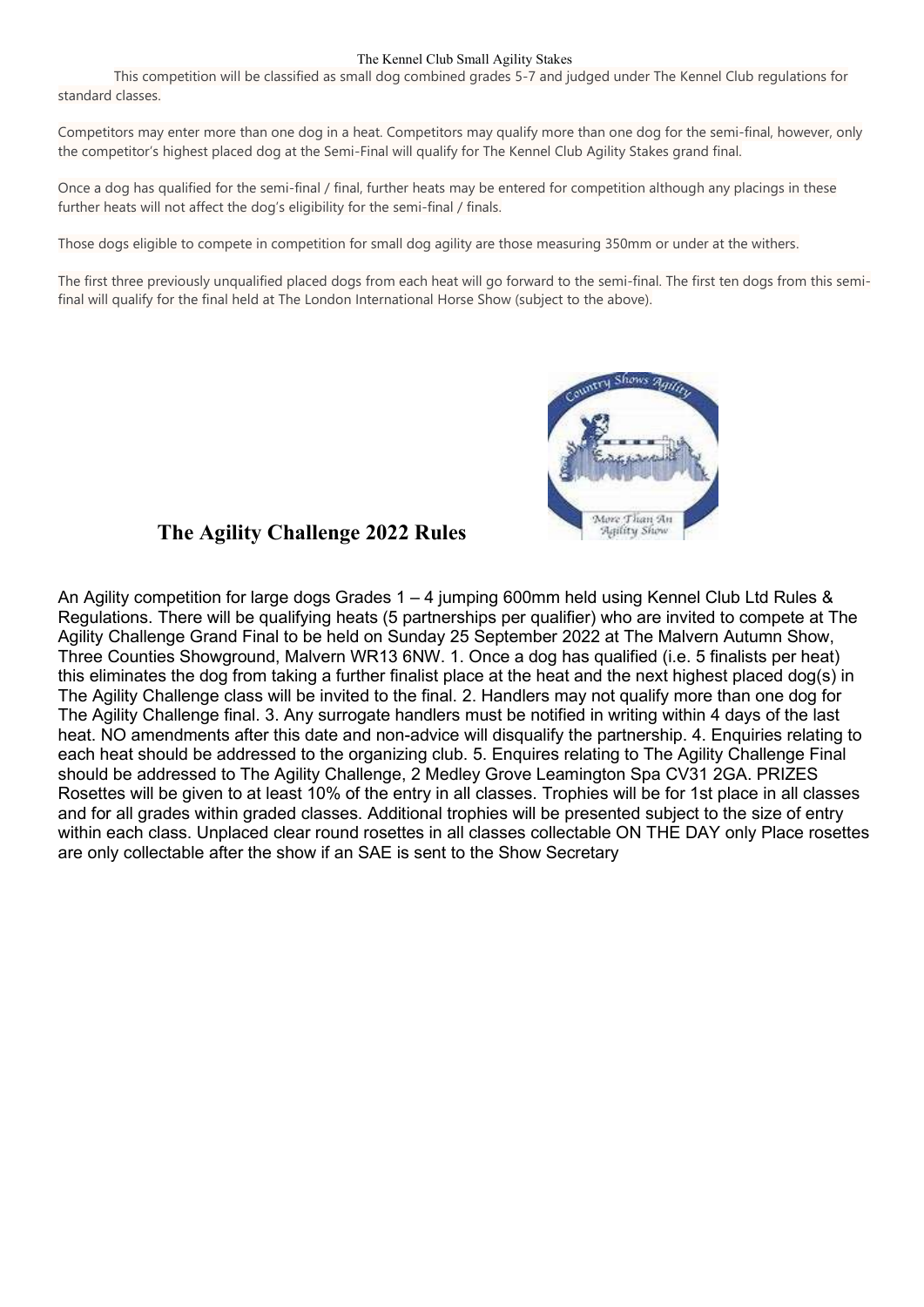## The Kennel Club Small Agility Stakes

This competition will be classified as small dog combined grades 5-7 and judged under The Kennel Club regulations for standard classes.

Competitors may enter more than one dog in a heat. Competitors may qualify more than one dog for the semi-final, however, only the competitor's highest placed dog at the Semi-Final will qualify for The Kennel Club Agility Stakes grand final.

Once a dog has qualified for the semi-final / final, further heats may be entered for competition although any placings in these further heats will not affect the dog's eligibility for the semi-final / finals.

Those dogs eligible to compete in competition for small dog agility are those measuring 350mm or under at the withers.

The first three previously unqualified placed dogs from each heat will go forward to the semi-final. The first ten dogs from this semi-final will qualify for the final held at The London International Horse Show (subject to the above).

## The Agility Challenge 2022 Rules

An Agility competition for large dogs Grades 1 – 4 jumping 600mm held using Kennel Club Ltd Rules & Regulations. There will be qualifying heats (5 partnerships per qualifier) who are invited to compete at The Agility Challenge Grand Final to be held on Sunday 25 September 2022 at The Malvern Autumn Show, Three Counties Showground, Malvern WR13 6NW. 1. Once a dog has qualified (i.e. 5 finalists per heat) this eliminates the dog from taking a further finalist place at the heat and the next highest placed dog(s) in The Agility Challenge class will be invited to the final. 2. Handlers may not qualify more than one dog for The Agility Challenge final. 3. Any surrogate handlers must be notified in writing within 4 days of the last heat. NO amendments after this date and non-advice will disqualify the partnership. 4. Enquiries relating to each heat should be addressed to the organizing club. 5. Enquires relating to The Agility Challenge Final should be addressed to The Agility Challenge, 2 Medley Grove Leamington Spa CV31 2GA. PRIZES Rosettes will be given to at least 10% of the entry in all classes. Trophies will be for 1st place in all classes and for all grades within graded classes. Additional trophies will be presented subject to the size of entry within each class. Unplaced clear round rosettes in all classes collectable ON THE DAY only Place rosettes are only collectable after the show if an SAE is sent to the Show Secretary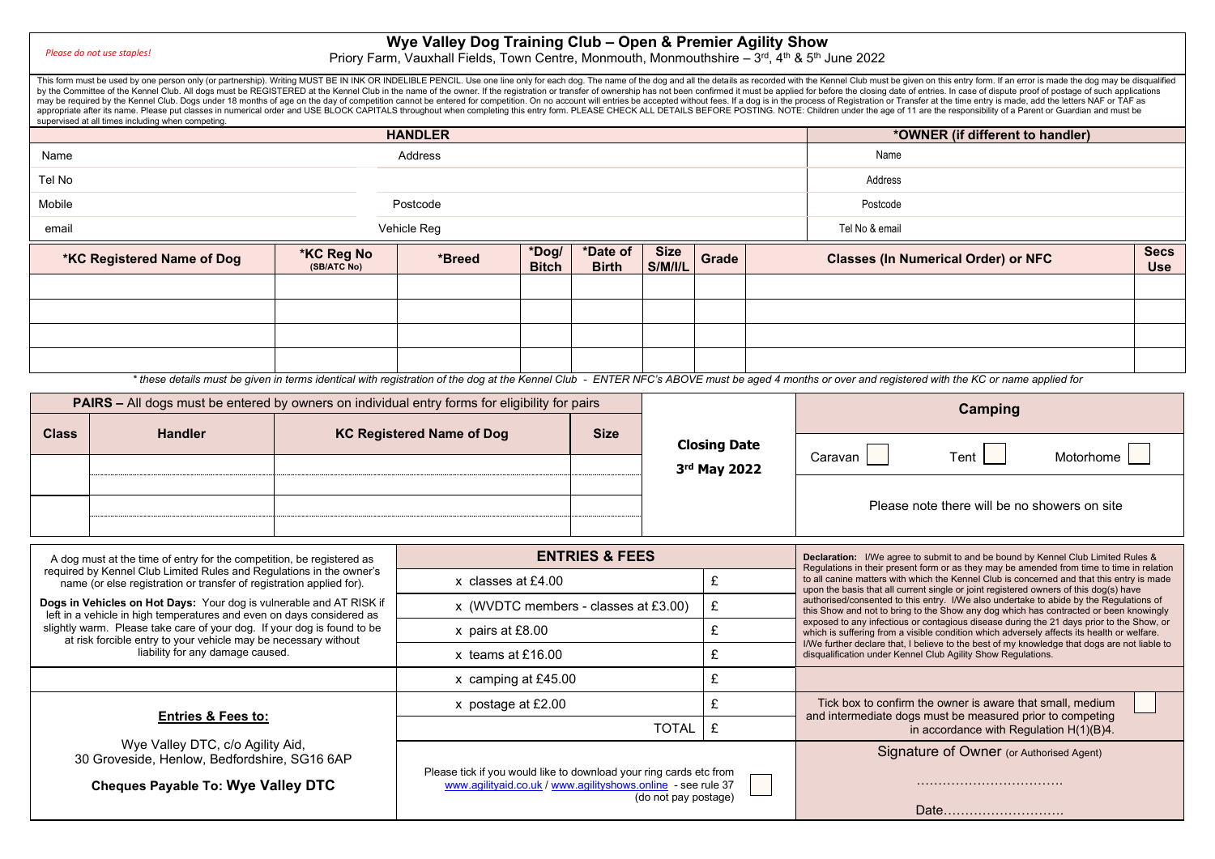*Please do not use staples!*

# Wye Valley Dog Training Club – Open & Premier Agility Show

Priory Farm, Vauxhall Fields, Town Centre, Monmouth, Monmouthshire – 3rd, 4th & 5th June 2022

This form must be used by one person only (or partnership). Writing MUST BE IN INK OR INDELIBLE PENCIL. Use one line only for each dog. The name of the dog and all the details as recorded with the Kennel Club must be given on this entry form. If an error is made the dog may be disqualified by the Committee of the Kennel Club. All dogs must be REGISTERED at the Kennel Club in the name of the owner. If the registration or transfer of ownership has not been confirmed it must be applied for before the closing date of entries. In case of dispute proof of postage of such applications may be required by the Kennel Club. Dogs under 18 months of age on the day of competition cannot be entered for competition. On no account will entries be accepted without fees. If a dog is in the process of Registration or Transfer at the time entry is made, add the letters NAF or TAF as appropriate after its name. Please put classes in numerical order and USE BLOCK CAPITALS throughout when completing this entry form. PLEASE CHECK ALL DETAILS BEFORE POSTING. NOTE: Children under the age of 11 are the responsibility of a Parent or Guardian and must be supervised at all times including when competing.

| HANDLER | | *OWNER (if different to handler) |
|---|---|---|
| Name | Address | Name |
| Tel No | | Address |
| Mobile | Postcode | Postcode |
| email | Vehicle Reg | Tel No & email |

| *KC Registered Name of Dog | *KC Reg No (SB/ATC No) | *Breed | *Dog/ Bitch | *Date of Birth | Size S/M/I/L | Grade | Classes (In Numerical Order) or NFC | Secs Use |
|---|---|---|---|---|---|---|---|---|
| | | | | | | | | |
| | | | | | | | | |
| | | | | | | | | |
| | | | | | | | | |

*\* these details must be given in terms identical with registration of the dog at the Kennel Club - ENTER NFC's ABOVE must be aged 4 months or over and registered with the KC or name applied for*

**PAIRS –** All dogs must be entered by owners on individual entry forms for eligibility for pairs

| Class | Handler | KC Registered Name of Dog | Size |
|---|---|---|---|
| | | | |
| | | | |
| | | | |
| | | | |

**Closing Date**
**3rd May 2022**

**Camping**

Caravan ☐ Tent ☐ Motorhome ☐

Please note there will be no showers on site

A dog must at the time of entry for the competition, be registered as required by Kennel Club Limited Rules and Regulations in the owner's name (or else registration or transfer of registration applied for).

**Dogs in Vehicles on Hot Days:** Your dog is vulnerable and AT RISK if left in a vehicle in high temperatures and even on days considered as slightly warm. Please take care of your dog. If your dog is found to be at risk forcible entry to your vehicle may be necessary without liability for any damage caused.

| ENTRIES & FEES | |
|---|---|
| x classes at £4.00 | £ |
| x (WVDTC members - classes at £3.00) | £ |
| x pairs at £8.00 | £ |
| x teams at £16.00 | £ |
| x camping at £45.00 | £ |
| x postage at £2.00 | £ |
| TOTAL | £ |

**Declaration:** I/We agree to submit to and be bound by Kennel Club Limited Rules & Regulations in their present form or as they may be amended from time to time in relation to all canine matters with which the Kennel Club is concerned and that this entry is made upon the basis that all current single or joint registered owners of this dog(s) have authorised/consented to this entry. I/We also undertake to abide by the Regulations of this Show and not to bring to the Show any dog which has contracted or been knowingly exposed to any infectious or contagious disease during the 21 days prior to the Show, or which is suffering from a visible condition which adversely affects its health or welfare. I/We further declare that, I believe to the best of my knowledge that dogs are not liable to disqualification under Kennel Club Agility Show Regulations.

Tick box to confirm the owner is aware that small, medium and intermediate dogs must be measured prior to competing in accordance with Regulation H(1)(B)4. ☐

**Entries & Fees to:**

Wye Valley DTC, c/o Agility Aid,
30 Groveside, Henlow, Bedfordshire, SG16 6AP

**Cheques Payable To: Wye Valley DTC**

Please tick if you would like to download your ring cards etc from www.agilityaid.co.uk / www.agilityshows.online - see rule 37 (do not pay postage) ☐

Signature of Owner (or Authorised Agent)

……………………………

Date……………………….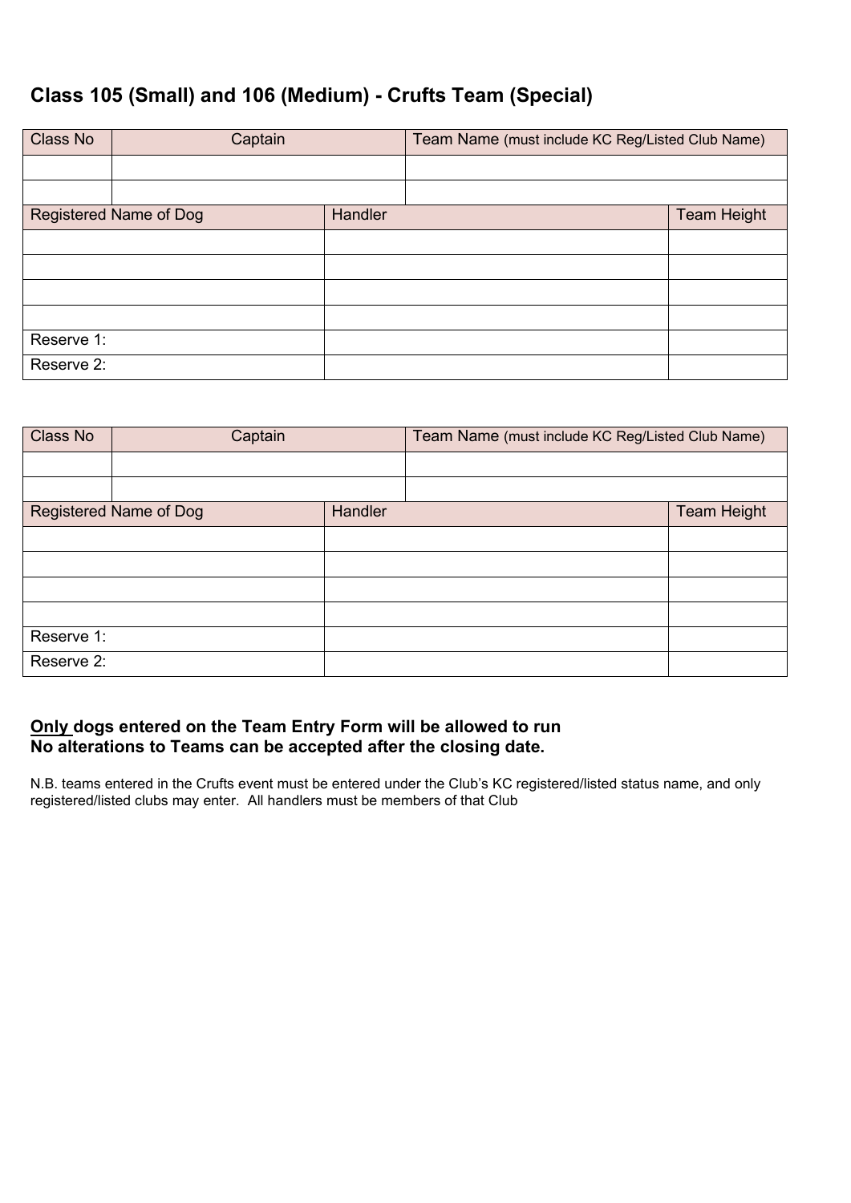## Class 105 (Small) and 106 (Medium) - Crufts Team (Special)

| Class No | Captain | Team Name (must include KC Reg/Listed Club Name) |
|---|---|---|
| | | |
| | | |

| Registered Name of Dog | Handler | Team Height |
|---|---|---|
| | | |
| | | |
| | | |
| | | |
| Reserve 1: | | |
| Reserve 2: | | |

| Class No | Captain | Team Name (must include KC Reg/Listed Club Name) |
|---|---|---|
| | | |
| | | |

| Registered Name of Dog | Handler | Team Height |
|---|---|---|
| | | |
| | | |
| | | |
| | | |
| Reserve 1: | | |
| Reserve 2: | | |

**Only dogs entered on the Team Entry Form will be allowed to run**
**No alterations to Teams can be accepted after the closing date.**

N.B. teams entered in the Crufts event must be entered under the Club's KC registered/listed status name, and only registered/listed clubs may enter. All handlers must be members of that Club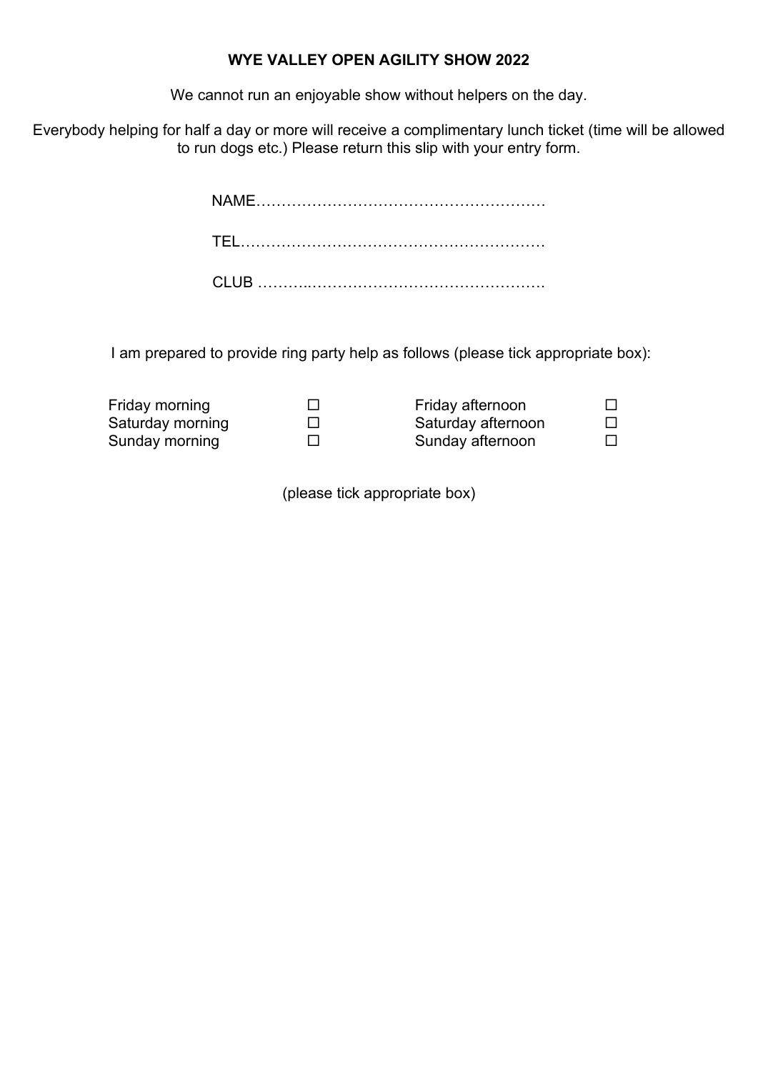**WYE VALLEY OPEN AGILITY SHOW 2022**

We cannot run an enjoyable show without helpers on the day.

Everybody helping for half a day or more will receive a complimentary lunch ticket (time will be allowed to run dogs etc.) Please return this slip with your entry form.

NAME…………………………………………………

TEL……………………………………………………

CLUB ………..………………………………………

I am prepared to provide ring party help as follows (please tick appropriate box):

| | | | |
|---|---|---|---|
| Friday morning | ☐ | Friday afternoon | ☐ |
| Saturday morning | ☐ | Saturday afternoon | ☐ |
| Sunday morning | ☐ | Sunday afternoon | ☐ |

(please tick appropriate box)